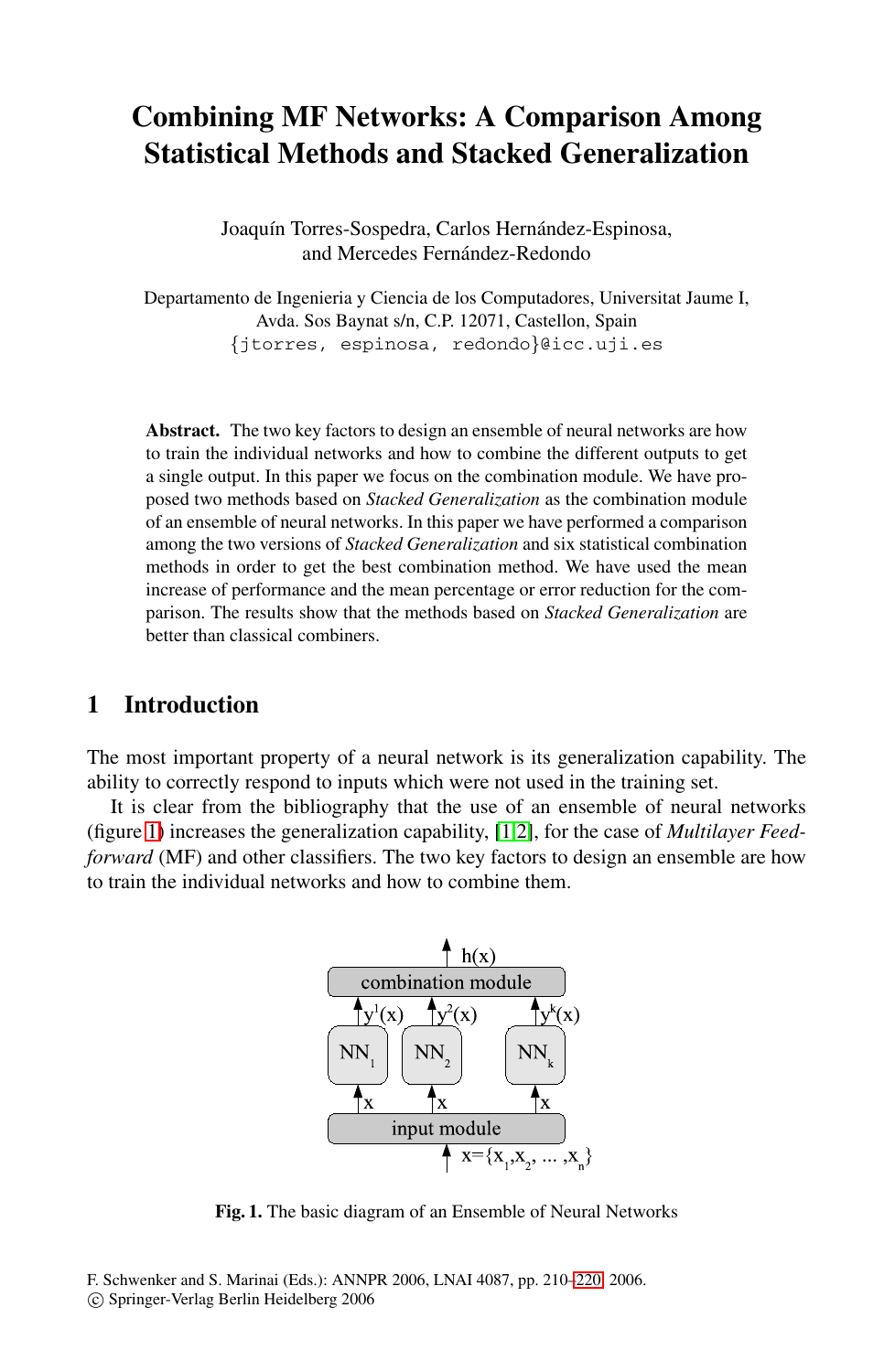# Combining MF Networks: A Comparison Among Statistical Methods and Stacked Generalization

Joaquín Torres-Sospedra, Carlos Hernández-Espinosa, and Mercedes Fernández-Redondo

Departamento de Ingenieria y Ciencia de los Computadores, Universitat Jaume I, Avda. Sos Baynat s/n, C.P. 12071, Castellon, Spain
{jtorres, espinosa, redondo}@icc.uji.es

**Abstract.** The two key factors to design an ensemble of neural networks are how to train the individual networks and how to combine the different outputs to get a single output. In this paper we focus on the combination module. We have proposed two methods based on *Stacked Generalization* as the combination module of an ensemble of neural networks. In this paper we have performed a comparison among the two versions of *Stacked Generalization* and six statistical combination methods in order to get the best combination method. We have used the mean increase of performance and the mean percentage or error reduction for the comparison. The results show that the methods based on *Stacked Generalization* are better than classical combiners.

## 1 Introduction

The most important property of a neural network is its generalization capability. The ability to correctly respond to inputs which were not used in the training set.

It is clear from the bibliography that the use of an ensemble of neural networks (figure 1) increases the generalization capability, [1,2], for the case of *Multilayer Feedforward* (MF) and other classifiers. The two key factors to design an ensemble are how to train the individual networks and how to combine them.

**Fig. 1.** The basic diagram of an Ensemble of Neural Networks

F. Schwenker and S. Marinai (Eds.): ANNPR 2006, LNAI 4087, pp. 210–220, 2006.
© Springer-Verlag Berlin Heidelberg 2006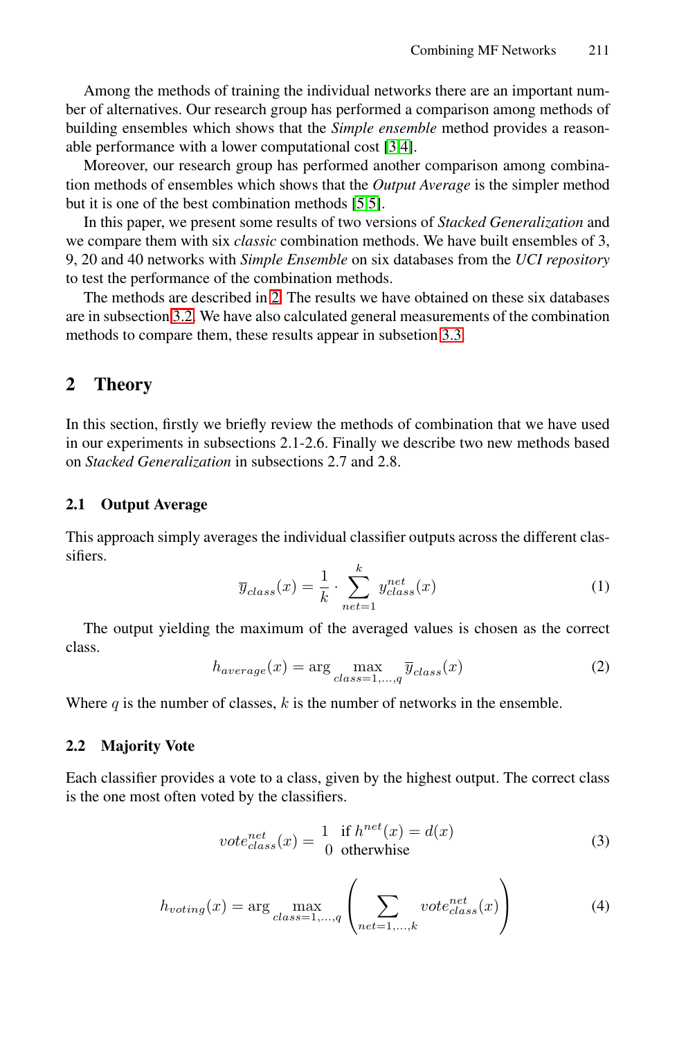Among the methods of training the individual networks there are an important number of alternatives. Our research group has performed a comparison among methods of building ensembles which shows that the *Simple ensemble* method provides a reasonable performance with a lower computational cost [3,4].

Moreover, our research group has performed another comparison among combination methods of ensembles which shows that the *Output Average* is the simpler method but it is one of the best combination methods [5,5].

In this paper, we present some results of two versions of *Stacked Generalization* and we compare them with six *classic* combination methods. We have built ensembles of 3, 9, 20 and 40 networks with *Simple Ensemble* on six databases from the *UCI repository* to test the performance of the combination methods.

The methods are described in 2. The results we have obtained on these six databases are in subsection 3.2. We have also calculated general measurements of the combination methods to compare them, these results appear in subsetion 3.3.

## 2 Theory

In this section, firstly we briefly review the methods of combination that we have used in our experiments in subsections 2.1-2.6. Finally we describe two new methods based on *Stacked Generalization* in subsections 2.7 and 2.8.

### 2.1 Output Average

This approach simply averages the individual classifier outputs across the different classifiers.

$$\overline{y}_{class}(x) = \frac{1}{k} \cdot \sum_{net=1}^{k} y_{class}^{net}(x) \tag{1}$$

The output yielding the maximum of the averaged values is chosen as the correct class.

$$h_{average}(x) = \arg \max_{class=1,\ldots,q} \overline{y}_{class}(x) \tag{2}$$

Where $q$ is the number of classes, $k$ is the number of networks in the ensemble.

### 2.2 Majority Vote

Each classifier provides a vote to a class, given by the highest output. The correct class is the one most often voted by the classifiers.

$$vote_{class}^{net}(x) = \begin{matrix} 1 & \text{if } h^{net}(x) = d(x) \\ 0 & \text{otherwhise} \end{matrix} \tag{3}$$

$$h_{voting}(x) = \arg \max_{class=1,\ldots,q} \left( \sum_{net=1,\ldots,k} vote_{class}^{net}(x) \right) \tag{4}$$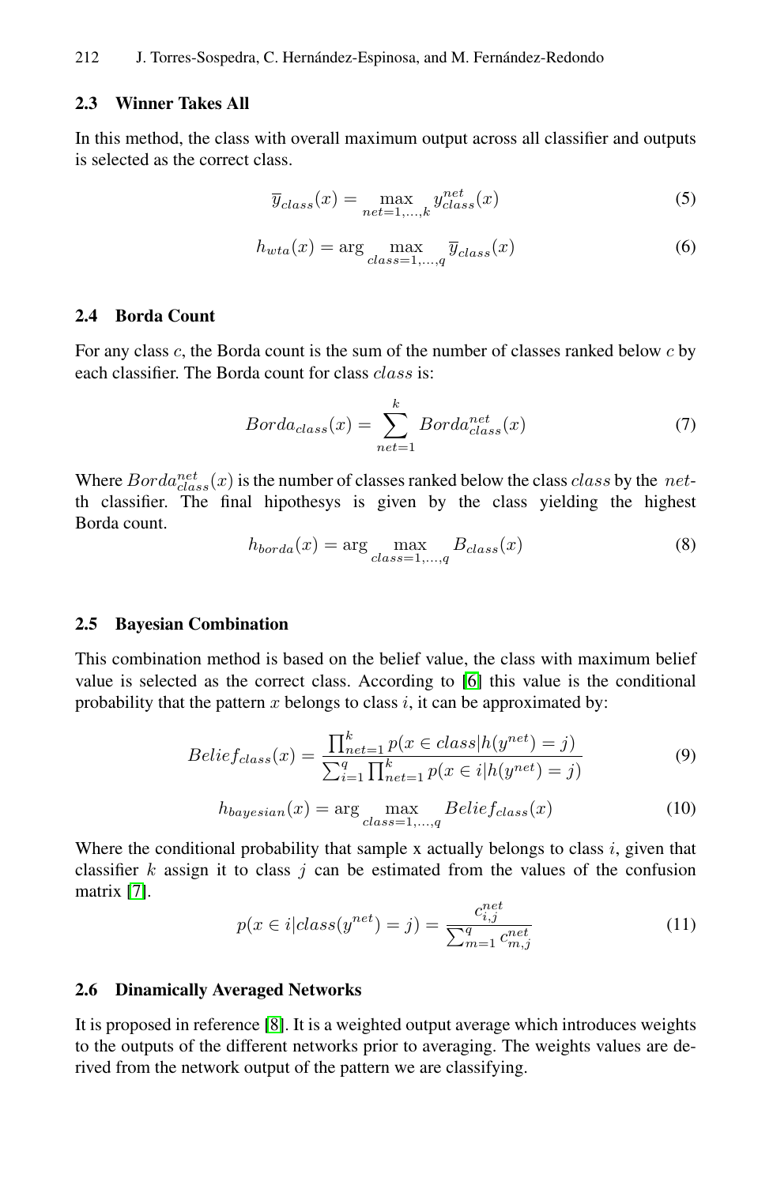### 2.3 Winner Takes All

In this method, the class with overall maximum output across all classifier and outputs is selected as the correct class.

$$\overline{y}_{class}(x) = \max_{net=1,\ldots,k} y_{class}^{net}(x) \tag{5}$$

$$h_{wta}(x) = \arg \max_{class=1,\ldots,q} \overline{y}_{class}(x) \tag{6}$$

### 2.4 Borda Count

For any class $c$, the Borda count is the sum of the number of classes ranked below $c$ by each classifier. The Borda count for class $class$ is:

$$Borda_{class}(x) = \sum_{net=1}^{k} Borda_{class}^{net}(x) \tag{7}$$

Where $Borda_{class}^{net}(x)$ is the number of classes ranked below the class $class$ by the $net$-th classifier. The final hipothesys is given by the class yielding the highest Borda count.

$$h_{borda}(x) = \arg \max_{class=1,\ldots,q} B_{class}(x) \tag{8}$$

### 2.5 Bayesian Combination

This combination method is based on the belief value, the class with maximum belief value is selected as the correct class. According to [6] this value is the conditional probability that the pattern $x$ belongs to class $i$, it can be approximated by:

$$Belief_{class}(x) = \frac{\prod_{net=1}^{k} p(x \in class | h(y^{net}) = j)}{\sum_{i=1}^{q} \prod_{net=1}^{k} p(x \in i | h(y^{net}) = j)} \tag{9}$$

$$h_{bayesian}(x) = \arg \max_{class=1,\ldots,q} Belief_{class}(x) \tag{10}$$

Where the conditional probability that sample x actually belongs to class $i$, given that classifier $k$ assign it to class $j$ can be estimated from the values of the confusion matrix [7].

$$p(x \in i | class(y^{net}) = j) = \frac{c_{i,j}^{net}}{\sum_{m=1}^{q} c_{m,j}^{net}} \tag{11}$$

### 2.6 Dinamically Averaged Networks

It is proposed in reference [8]. It is a weighted output average which introduces weights to the outputs of the different networks prior to averaging. The weights values are derived from the network output of the pattern we are classifying.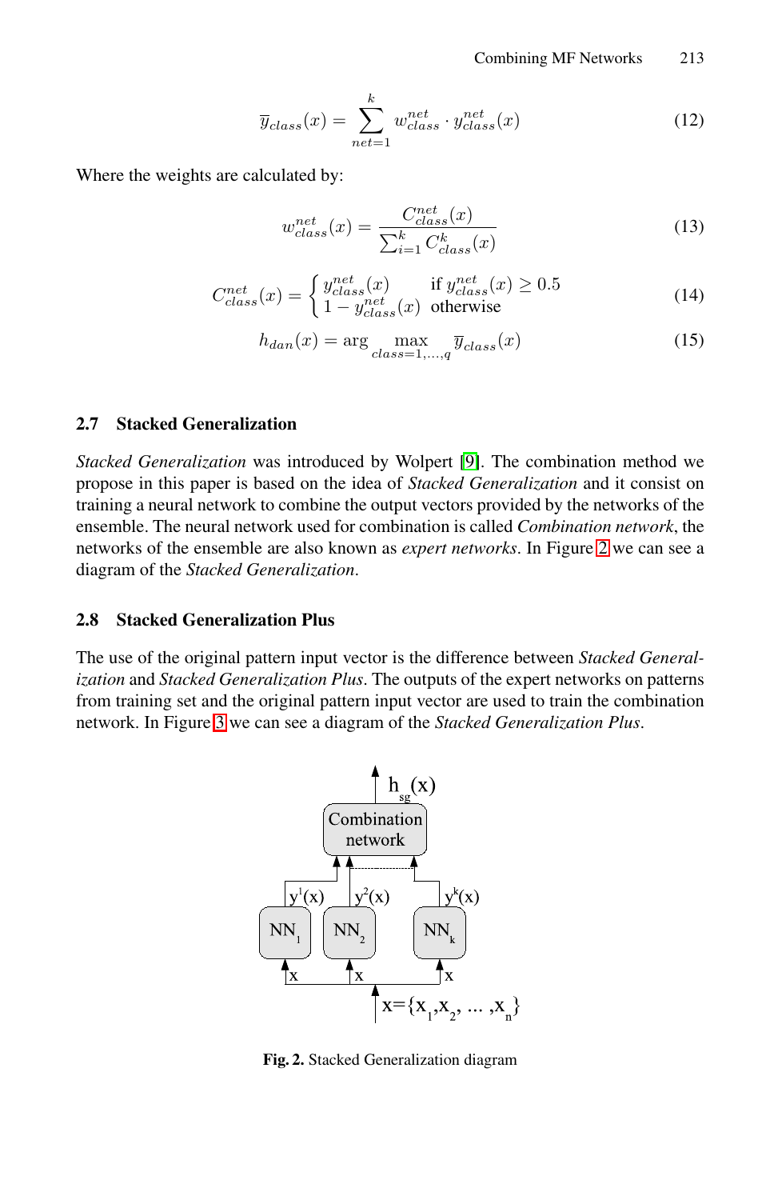$$\overline{y}_{class}(x) = \sum_{net=1}^{k} w_{class}^{net} \cdot y_{class}^{net}(x) \tag{12}$$

Where the weights are calculated by:

$$w_{class}^{net}(x) = \frac{C_{class}^{net}(x)}{\sum_{i=1}^{k} C_{class}^{k}(x)} \tag{13}$$

$$C_{class}^{net}(x) = \begin{cases} y_{class}^{net}(x) & \text{if } y_{class}^{net}(x) \geq 0.5 \\ 1 - y_{class}^{net}(x) & \text{otherwise} \end{cases} \tag{14}$$

$$h_{dan}(x) = \arg \max_{class=1,\ldots,q} \overline{y}_{class}(x) \tag{15}$$

### 2.7 Stacked Generalization

*Stacked Generalization* was introduced by Wolpert [9]. The combination method we propose in this paper is based on the idea of *Stacked Generalization* and it consist on training a neural network to combine the output vectors provided by the networks of the ensemble. The neural network used for combination is called *Combination network*, the networks of the ensemble are also known as *expert networks*. In Figure 2 we can see a diagram of the *Stacked Generalization*.

### 2.8 Stacked Generalization Plus

The use of the original pattern input vector is the difference between *Stacked Generalization* and *Stacked Generalization Plus*. The outputs of the expert networks on patterns from training set and the original pattern input vector are used to train the combination network. In Figure 3 we can see a diagram of the *Stacked Generalization Plus*.

**Fig. 2.** Stacked Generalization diagram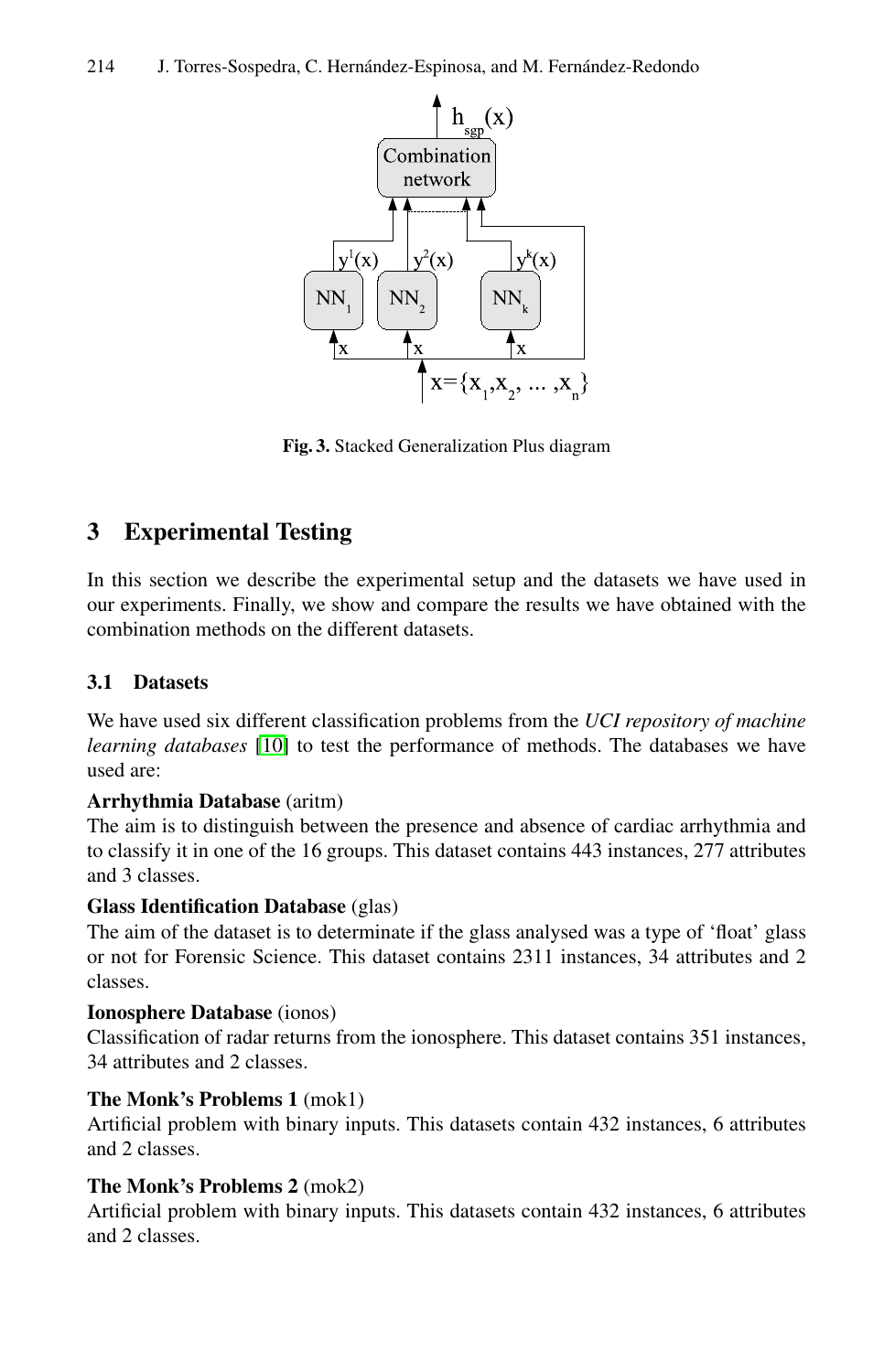Fig. 3. Stacked Generalization Plus diagram

## 3 Experimental Testing

In this section we describe the experimental setup and the datasets we have used in our experiments. Finally, we show and compare the results we have obtained with the combination methods on the different datasets.

### 3.1 Datasets

We have used six different classification problems from the *UCI repository of machine learning databases* [10] to test the performance of methods. The databases we have used are:

**Arrhythmia Database** (aritm)
The aim is to distinguish between the presence and absence of cardiac arrhythmia and to classify it in one of the 16 groups. This dataset contains 443 instances, 277 attributes and 3 classes.

**Glass Identification Database** (glas)
The aim of the dataset is to determinate if the glass analysed was a type of 'float' glass or not for Forensic Science. This dataset contains 2311 instances, 34 attributes and 2 classes.

**Ionosphere Database** (ionos)
Classification of radar returns from the ionosphere. This dataset contains 351 instances, 34 attributes and 2 classes.

**The Monk's Problems 1** (mok1)
Artificial problem with binary inputs. This datasets contain 432 instances, 6 attributes and 2 classes.

**The Monk's Problems 2** (mok2)
Artificial problem with binary inputs. This datasets contain 432 instances, 6 attributes and 2 classes.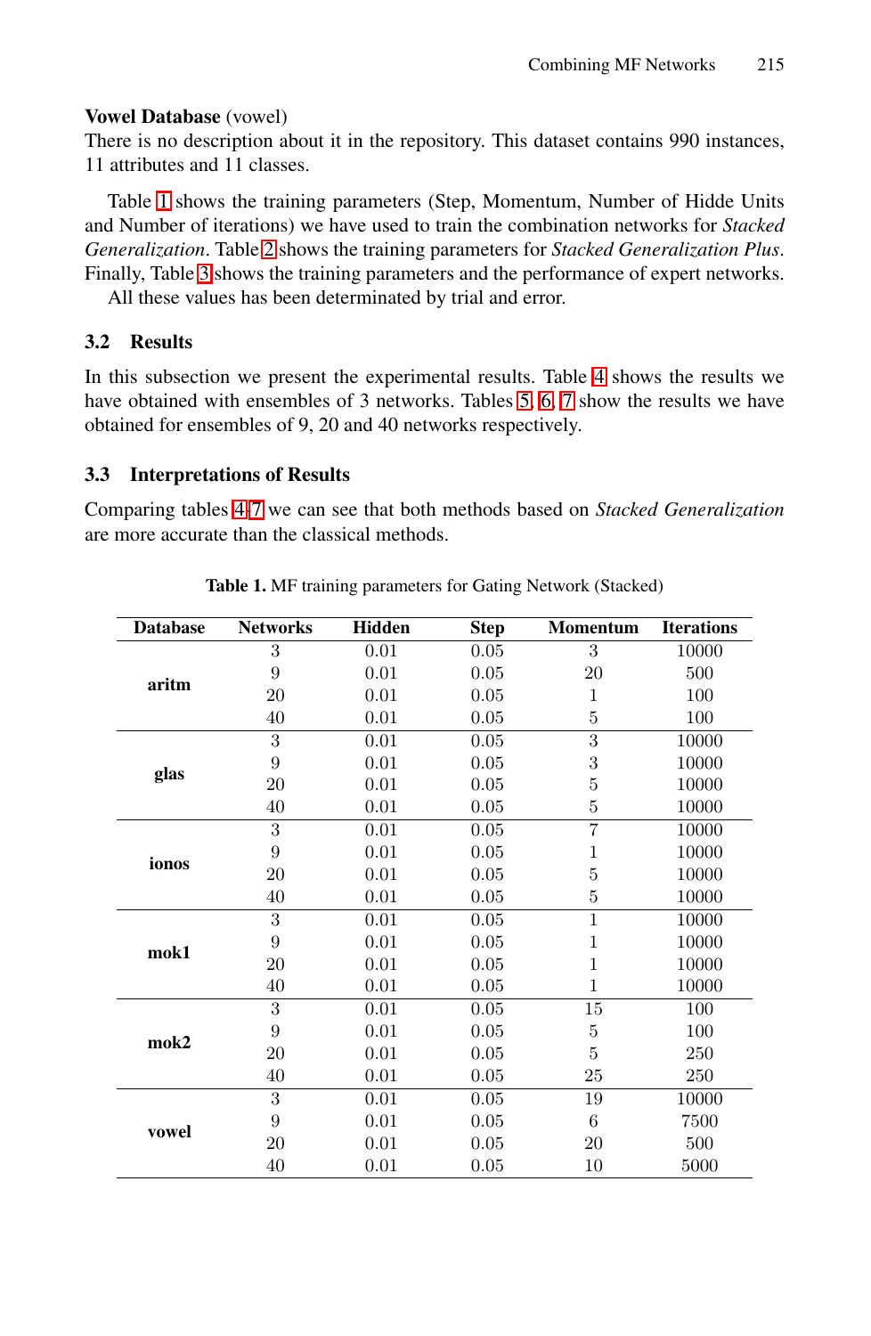**Vowel Database** (vowel)
There is no description about it in the repository. This dataset contains 990 instances, 11 attributes and 11 classes.

Table 1 shows the training parameters (Step, Momentum, Number of Hidde Units and Number of iterations) we have used to train the combination networks for *Stacked Generalization*. Table 2 shows the training parameters for *Stacked Generalization Plus*. Finally, Table 3 shows the training parameters and the performance of expert networks.

All these values has been determinated by trial and error.

### 3.2 Results

In this subsection we present the experimental results. Table 4 shows the results we have obtained with ensembles of 3 networks. Tables 5, 6, 7 show the results we have obtained for ensembles of 9, 20 and 40 networks respectively.

### 3.3 Interpretations of Results

Comparing tables 4-7 we can see that both methods based on *Stacked Generalization* are more accurate than the classical methods.

**Table 1.** MF training parameters for Gating Network (Stacked)

| Database | Networks | Hidden | Step | Momentum | Iterations |
|---|---|---|---|---|---|
| **aritm** | 3 | 0.01 | 0.05 | 3 | 10000 |
| | 9 | 0.01 | 0.05 | 20 | 500 |
| | 20 | 0.01 | 0.05 | 1 | 100 |
| | 40 | 0.01 | 0.05 | 5 | 100 |
| **glas** | 3 | 0.01 | 0.05 | 3 | 10000 |
| | 9 | 0.01 | 0.05 | 3 | 10000 |
| | 20 | 0.01 | 0.05 | 5 | 10000 |
| | 40 | 0.01 | 0.05 | 5 | 10000 |
| **ionos** | 3 | 0.01 | 0.05 | 7 | 10000 |
| | 9 | 0.01 | 0.05 | 1 | 10000 |
| | 20 | 0.01 | 0.05 | 5 | 10000 |
| | 40 | 0.01 | 0.05 | 5 | 10000 |
| **mok1** | 3 | 0.01 | 0.05 | 1 | 10000 |
| | 9 | 0.01 | 0.05 | 1 | 10000 |
| | 20 | 0.01 | 0.05 | 1 | 10000 |
| | 40 | 0.01 | 0.05 | 1 | 10000 |
| **mok2** | 3 | 0.01 | 0.05 | 15 | 100 |
| | 9 | 0.01 | 0.05 | 5 | 100 |
| | 20 | 0.01 | 0.05 | 5 | 250 |
| | 40 | 0.01 | 0.05 | 25 | 250 |
| **vowel** | 3 | 0.01 | 0.05 | 19 | 10000 |
| | 9 | 0.01 | 0.05 | 6 | 7500 |
| | 20 | 0.01 | 0.05 | 20 | 500 |
| | 40 | 0.01 | 0.05 | 10 | 5000 |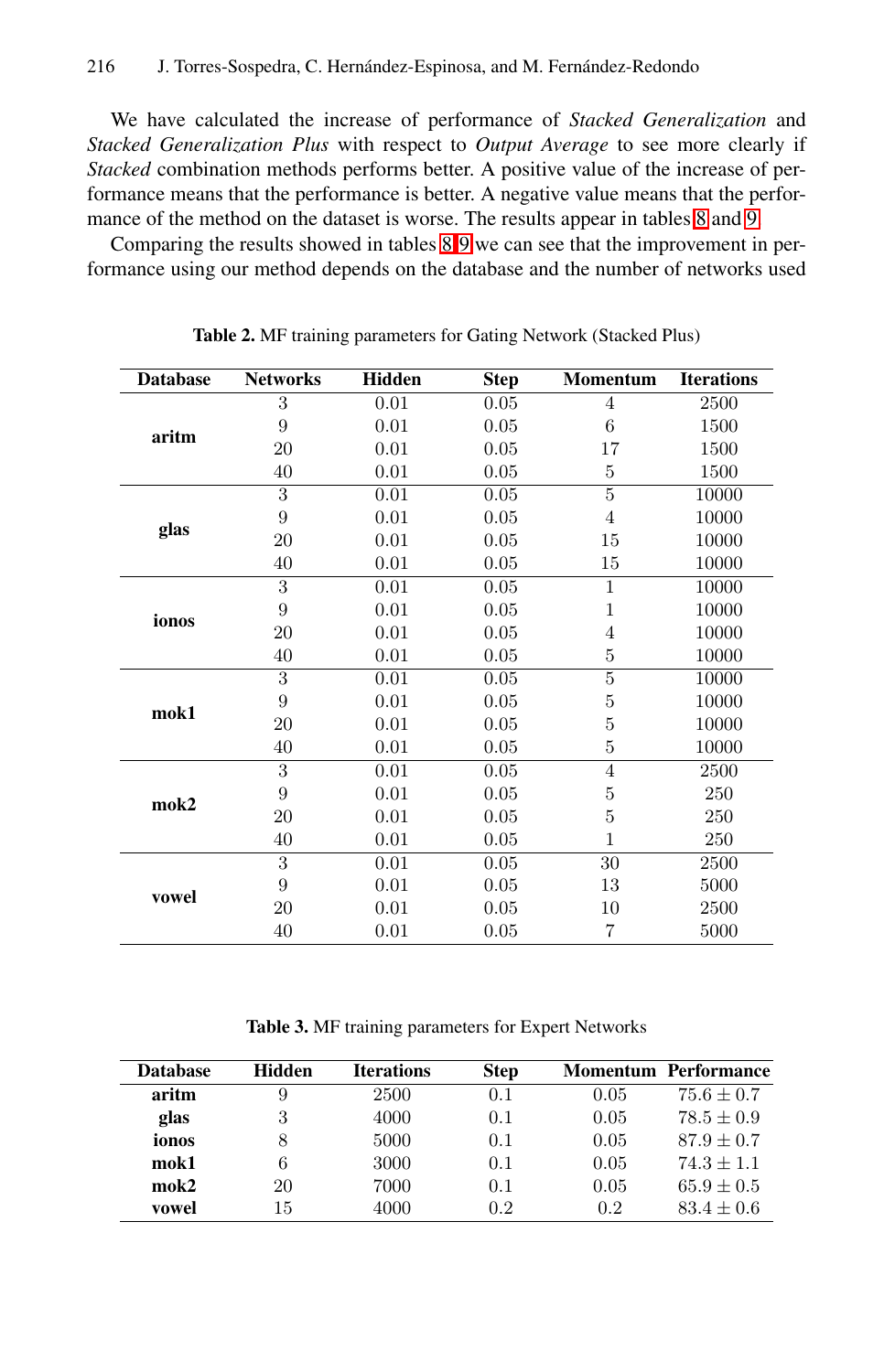We have calculated the increase of performance of *Stacked Generalization* and *Stacked Generalization Plus* with respect to *Output Average* to see more clearly if *Stacked* combination methods performs better. A positive value of the increase of performance means that the performance is better. A negative value means that the performance of the method on the dataset is worse. The results appear in tables 8 and 9.

Comparing the results showed in tables 8-9 we can see that the improvement in performance using our method depends on the database and the number of networks used

**Table 2.** MF training parameters for Gating Network (Stacked Plus)

| Database | Networks | Hidden | Step | Momentum | Iterations |
|---|---|---|---|---|---|
| **aritm** | 3 | 0.01 | 0.05 | 4 | 2500 |
| | 9 | 0.01 | 0.05 | 6 | 1500 |
| | 20 | 0.01 | 0.05 | 17 | 1500 |
| | 40 | 0.01 | 0.05 | 5 | 1500 |
| **glas** | 3 | 0.01 | 0.05 | 5 | 10000 |
| | 9 | 0.01 | 0.05 | 4 | 10000 |
| | 20 | 0.01 | 0.05 | 15 | 10000 |
| | 40 | 0.01 | 0.05 | 15 | 10000 |
| **ionos** | 3 | 0.01 | 0.05 | 1 | 10000 |
| | 9 | 0.01 | 0.05 | 1 | 10000 |
| | 20 | 0.01 | 0.05 | 4 | 10000 |
| | 40 | 0.01 | 0.05 | 5 | 10000 |
| **mok1** | 3 | 0.01 | 0.05 | 5 | 10000 |
| | 9 | 0.01 | 0.05 | 5 | 10000 |
| | 20 | 0.01 | 0.05 | 5 | 10000 |
| | 40 | 0.01 | 0.05 | 5 | 10000 |
| **mok2** | 3 | 0.01 | 0.05 | 4 | 2500 |
| | 9 | 0.01 | 0.05 | 5 | 250 |
| | 20 | 0.01 | 0.05 | 5 | 250 |
| | 40 | 0.01 | 0.05 | 1 | 250 |
| **vowel** | 3 | 0.01 | 0.05 | 30 | 2500 |
| | 9 | 0.01 | 0.05 | 13 | 5000 |
| | 20 | 0.01 | 0.05 | 10 | 2500 |
| | 40 | 0.01 | 0.05 | 7 | 5000 |

**Table 3.** MF training parameters for Expert Networks

| Database | Hidden | Iterations | Step | Momentum | Performance |
|---|---|---|---|---|---|
| **aritm** | 9 | 2500 | 0.1 | 0.05 | $75.6 \pm 0.7$ |
| **glas** | 3 | 4000 | 0.1 | 0.05 | $78.5 \pm 0.9$ |
| **ionos** | 8 | 5000 | 0.1 | 0.05 | $87.9 \pm 0.7$ |
| **mok1** | 6 | 3000 | 0.1 | 0.05 | $74.3 \pm 1.1$ |
| **mok2** | 20 | 7000 | 0.1 | 0.05 | $65.9 \pm 0.5$ |
| **vowel** | 15 | 4000 | 0.2 | 0.2 | $83.4 \pm 0.6$ |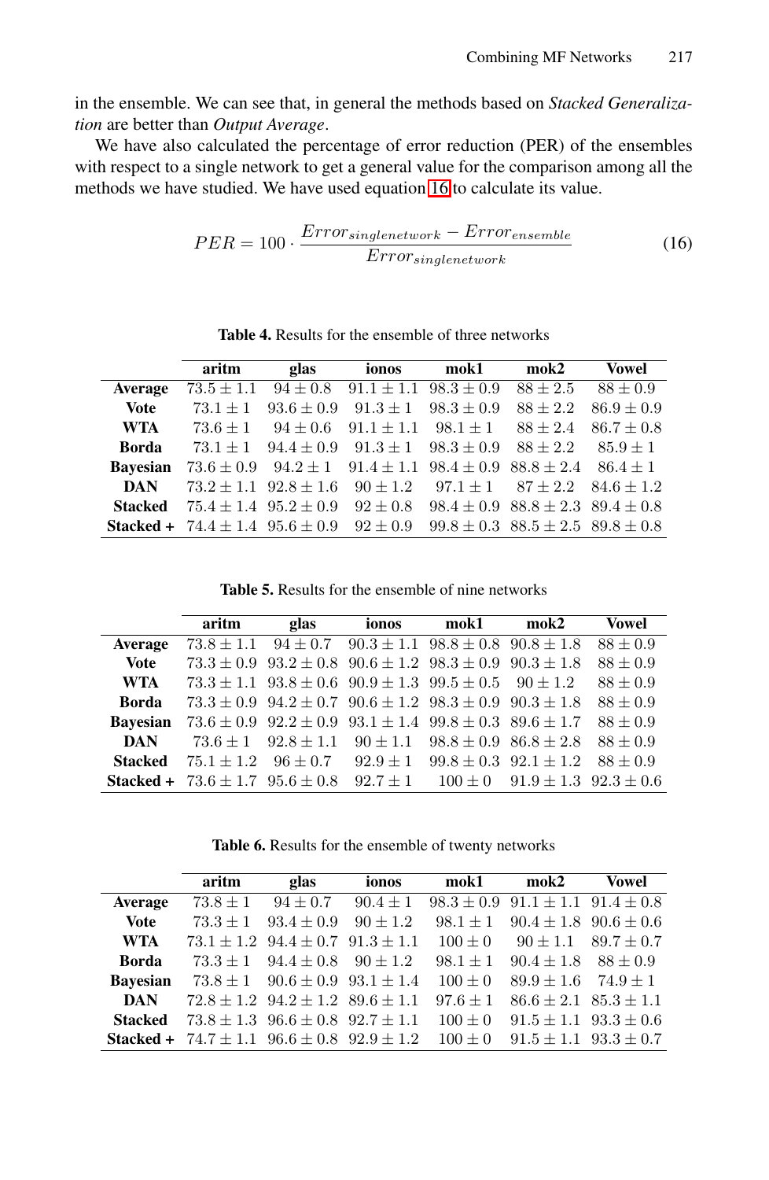in the ensemble. We can see that, in general the methods based on *Stacked Generalization* are better than *Output Average*.

We have also calculated the percentage of error reduction (PER) of the ensembles with respect to a single network to get a general value for the comparison among all the methods we have studied. We have used equation 16 to calculate its value.

$$PER = 100 \cdot \frac{Error_{singlenetwork} - Error_{ensemble}}{Error_{singlenetwork}} \tag{16}$$

**Table 4.** Results for the ensemble of three networks

| | aritm | glas | ionos | mok1 | mok2 | Vowel |
|---|---|---|---|---|---|---|
| **Average** | $73.5 \pm 1.1$ | $94 \pm 0.8$ | $91.1 \pm 1.1$ | $98.3 \pm 0.9$ | $88 \pm 2.5$ | $88 \pm 0.9$ |
| **Vote** | $73.1 \pm 1$ | $93.6 \pm 0.9$ | $91.3 \pm 1$ | $98.3 \pm 0.9$ | $88 \pm 2.2$ | $86.9 \pm 0.9$ |
| **WTA** | $73.6 \pm 1$ | $94 \pm 0.6$ | $91.1 \pm 1.1$ | $98.1 \pm 1$ | $88 \pm 2.4$ | $86.7 \pm 0.8$ |
| **Borda** | $73.1 \pm 1$ | $94.4 \pm 0.9$ | $91.3 \pm 1$ | $98.3 \pm 0.9$ | $88 \pm 2.2$ | $85.9 \pm 1$ |
| **Bayesian** | $73.6 \pm 0.9$ | $94.2 \pm 1$ | $91.4 \pm 1.1$ | $98.4 \pm 0.9$ | $88.8 \pm 2.4$ | $86.4 \pm 1$ |
| **DAN** | $73.2 \pm 1.1$ | $92.8 \pm 1.6$ | $90 \pm 1.2$ | $97.1 \pm 1$ | $87 \pm 2.2$ | $84.6 \pm 1.2$ |
| **Stacked** | $75.4 \pm 1.4$ | $95.2 \pm 0.9$ | $92 \pm 0.8$ | $98.4 \pm 0.9$ | $88.8 \pm 2.3$ | $89.4 \pm 0.8$ |
| **Stacked +** | $74.4 \pm 1.4$ | $95.6 \pm 0.9$ | $92 \pm 0.9$ | $99.8 \pm 0.3$ | $88.5 \pm 2.5$ | $89.8 \pm 0.8$ |

**Table 5.** Results for the ensemble of nine networks

| | aritm | glas | ionos | mok1 | mok2 | Vowel |
|---|---|---|---|---|---|---|
| **Average** | $73.8 \pm 1.1$ | $94 \pm 0.7$ | $90.3 \pm 1.1$ | $98.8 \pm 0.8$ | $90.8 \pm 1.8$ | $88 \pm 0.9$ |
| **Vote** | $73.3 \pm 0.9$ | $93.2 \pm 0.8$ | $90.6 \pm 1.2$ | $98.3 \pm 0.9$ | $90.3 \pm 1.8$ | $88 \pm 0.9$ |
| **WTA** | $73.3 \pm 1.1$ | $93.8 \pm 0.6$ | $90.9 \pm 1.3$ | $99.5 \pm 0.5$ | $90 \pm 1.2$ | $88 \pm 0.9$ |
| **Borda** | $73.3 \pm 0.9$ | $94.2 \pm 0.7$ | $90.6 \pm 1.2$ | $98.3 \pm 0.9$ | $90.3 \pm 1.8$ | $88 \pm 0.9$ |
| **Bayesian** | $73.6 \pm 0.9$ | $92.2 \pm 0.9$ | $93.1 \pm 1.4$ | $99.8 \pm 0.3$ | $89.6 \pm 1.7$ | $88 \pm 0.9$ |
| **DAN** | $73.6 \pm 1$ | $92.8 \pm 1.1$ | $90 \pm 1.1$ | $98.8 \pm 0.9$ | $86.8 \pm 2.8$ | $88 \pm 0.9$ |
| **Stacked** | $75.1 \pm 1.2$ | $96 \pm 0.7$ | $92.9 \pm 1$ | $99.8 \pm 0.3$ | $92.1 \pm 1.2$ | $88 \pm 0.9$ |
| **Stacked +** | $73.6 \pm 1.7$ | $95.6 \pm 0.8$ | $92.7 \pm 1$ | $100 \pm 0$ | $91.9 \pm 1.3$ | $92.3 \pm 0.6$ |

**Table 6.** Results for the ensemble of twenty networks

| | aritm | glas | ionos | mok1 | mok2 | Vowel |
|---|---|---|---|---|---|---|
| **Average** | $73.8 \pm 1$ | $94 \pm 0.7$ | $90.4 \pm 1$ | $98.3 \pm 0.9$ | $91.1 \pm 1.1$ | $91.4 \pm 0.8$ |
| **Vote** | $73.3 \pm 1$ | $93.4 \pm 0.9$ | $90 \pm 1.2$ | $98.1 \pm 1$ | $90.4 \pm 1.8$ | $90.6 \pm 0.6$ |
| **WTA** | $73.1 \pm 1.2$ | $94.4 \pm 0.7$ | $91.3 \pm 1.1$ | $100 \pm 0$ | $90 \pm 1.1$ | $89.7 \pm 0.7$ |
| **Borda** | $73.3 \pm 1$ | $94.4 \pm 0.8$ | $90 \pm 1.2$ | $98.1 \pm 1$ | $90.4 \pm 1.8$ | $88 \pm 0.9$ |
| **Bayesian** | $73.8 \pm 1$ | $90.6 \pm 0.9$ | $93.1 \pm 1.4$ | $100 \pm 0$ | $89.9 \pm 1.6$ | $74.9 \pm 1$ |
| **DAN** | $72.8 \pm 1.2$ | $94.2 \pm 1.2$ | $89.6 \pm 1.1$ | $97.6 \pm 1$ | $86.6 \pm 2.1$ | $85.3 \pm 1.1$ |
| **Stacked** | $73.8 \pm 1.3$ | $96.6 \pm 0.8$ | $92.7 \pm 1.1$ | $100 \pm 0$ | $91.5 \pm 1.1$ | $93.3 \pm 0.6$ |
| **Stacked +** | $74.7 \pm 1.1$ | $96.6 \pm 0.8$ | $92.9 \pm 1.2$ | $100 \pm 0$ | $91.5 \pm 1.1$ | $93.3 \pm 0.7$ |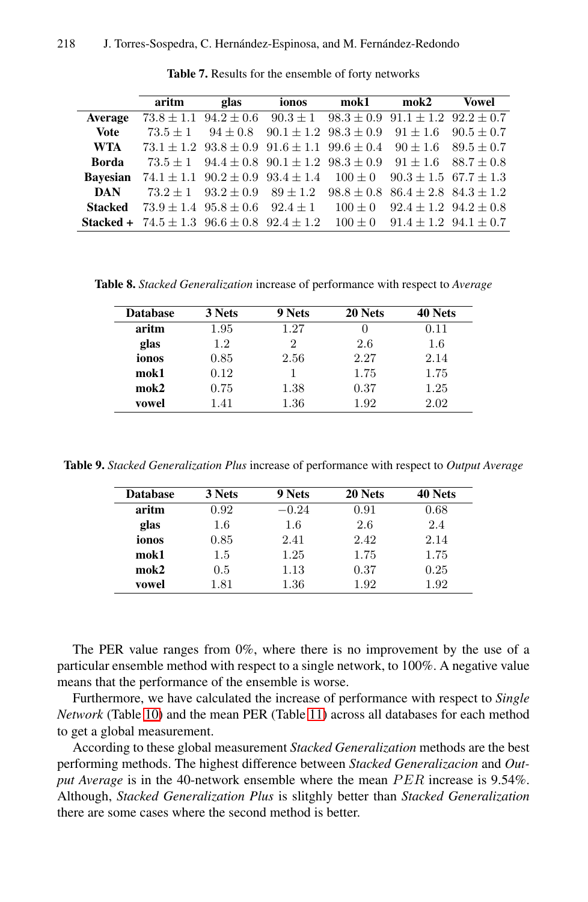**Table 7.** Results for the ensemble of forty networks

| | aritm | glas | ionos | mok1 | mok2 | Vowel |
|---|---|---|---|---|---|---|
| **Average** | $73.8 \pm 1.1$ | $94.2 \pm 0.6$ | $90.3 \pm 1$ | $98.3 \pm 0.9$ | $91.1 \pm 1.2$ | $92.2 \pm 0.7$ |
| **Vote** | $73.5 \pm 1$ | $94 \pm 0.8$ | $90.1 \pm 1.2$ | $98.3 \pm 0.9$ | $91 \pm 1.6$ | $90.5 \pm 0.7$ |
| **WTA** | $73.1 \pm 1.2$ | $93.8 \pm 0.9$ | $91.6 \pm 1.1$ | $99.6 \pm 0.4$ | $90 \pm 1.6$ | $89.5 \pm 0.7$ |
| **Borda** | $73.5 \pm 1$ | $94.4 \pm 0.8$ | $90.1 \pm 1.2$ | $98.3 \pm 0.9$ | $91 \pm 1.6$ | $88.7 \pm 0.8$ |
| **Bayesian** | $74.1 \pm 1.1$ | $90.2 \pm 0.9$ | $93.4 \pm 1.4$ | $100 \pm 0$ | $90.3 \pm 1.5$ | $67.7 \pm 1.3$ |
| **DAN** | $73.2 \pm 1$ | $93.2 \pm 0.9$ | $89 \pm 1.2$ | $98.8 \pm 0.8$ | $86.4 \pm 2.8$ | $84.3 \pm 1.2$ |
| **Stacked** | $73.9 \pm 1.4$ | $95.8 \pm 0.6$ | $92.4 \pm 1$ | $100 \pm 0$ | $92.4 \pm 1.2$ | $94.2 \pm 0.8$ |
| **Stacked +** | $74.5 \pm 1.3$ | $96.6 \pm 0.8$ | $92.4 \pm 1.2$ | $100 \pm 0$ | $91.4 \pm 1.2$ | $94.1 \pm 0.7$ |

**Table 8.** *Stacked Generalization* increase of performance with respect to *Average*

| Database | 3 Nets | 9 Nets | 20 Nets | 40 Nets |
|---|---|---|---|---|
| **aritm** | 1.95 | 1.27 | 0 | 0.11 |
| **glas** | 1.2 | 2 | 2.6 | 1.6 |
| **ionos** | 0.85 | 2.56 | 2.27 | 2.14 |
| **mok1** | 0.12 | 1 | 1.75 | 1.75 |
| **mok2** | 0.75 | 1.38 | 0.37 | 1.25 |
| **vowel** | 1.41 | 1.36 | 1.92 | 2.02 |

**Table 9.** *Stacked Generalization Plus* increase of performance with respect to *Output Average*

| Database | 3 Nets | 9 Nets | 20 Nets | 40 Nets |
|---|---|---|---|---|
| **aritm** | 0.92 | $-0.24$ | 0.91 | 0.68 |
| **glas** | 1.6 | 1.6 | 2.6 | 2.4 |
| **ionos** | 0.85 | 2.41 | 2.42 | 2.14 |
| **mok1** | 1.5 | 1.25 | 1.75 | 1.75 |
| **mok2** | 0.5 | 1.13 | 0.37 | 0.25 |
| **vowel** | 1.81 | 1.36 | 1.92 | 1.92 |

The PER value ranges from 0%, where there is no improvement by the use of a particular ensemble method with respect to a single network, to 100%. A negative value means that the performance of the ensemble is worse.

Furthermore, we have calculated the increase of performance with respect to *Single Network* (Table 10) and the mean PER (Table 11) across all databases for each method to get a global measurement.

According to these global measurement *Stacked Generalization* methods are the best performing methods. The highest difference between *Stacked Generalizacion* and *Output Average* is in the 40-network ensemble where the mean $PER$ increase is 9.54%. Although, *Stacked Generalization Plus* is sligthly better than *Stacked Generalization* there are some cases where the second method is better.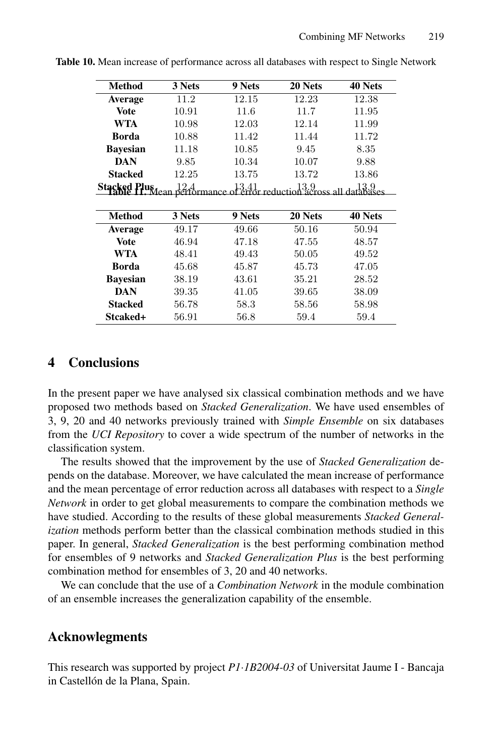**Table 10.** Mean increase of performance across all databases with respect to Single Network

| Method | 3 Nets | 9 Nets | 20 Nets | 40 Nets |
|---|---|---|---|---|
| **Average** | 11.2 | 12.15 | 12.23 | 12.38 |
| **Vote** | 10.91 | 11.6 | 11.7 | 11.95 |
| **WTA** | 10.98 | 12.03 | 12.14 | 11.99 |
| **Borda** | 10.88 | 11.42 | 11.44 | 11.72 |
| **Bayesian** | 11.18 | 10.85 | 9.45 | 8.35 |
| **DAN** | 9.85 | 10.34 | 10.07 | 9.88 |
| **Stacked** | 12.25 | 13.75 | 13.72 | 13.86 |
| **Stacked Plus** | 12.4 | 13.41 | 13.9 | 13.9 |

**Table 11.** Mean performance of error reduction across all databases

| Method | 3 Nets | 9 Nets | 20 Nets | 40 Nets |
|---|---|---|---|---|
| **Average** | 49.17 | 49.66 | 50.16 | 50.94 |
| **Vote** | 46.94 | 47.18 | 47.55 | 48.57 |
| **WTA** | 48.41 | 49.43 | 50.05 | 49.52 |
| **Borda** | 45.68 | 45.87 | 45.73 | 47.05 |
| **Bayesian** | 38.19 | 43.61 | 35.21 | 28.52 |
| **DAN** | 39.35 | 41.05 | 39.65 | 38.09 |
| **Stacked** | 56.78 | 58.3 | 58.56 | 58.98 |
| **Stcaked+** | 56.91 | 56.8 | 59.4 | 59.4 |

## 4 Conclusions

In the present paper we have analysed six classical combination methods and we have proposed two methods based on *Stacked Generalization*. We have used ensembles of 3, 9, 20 and 40 networks previously trained with *Simple Ensemble* on six databases from the *UCI Repository* to cover a wide spectrum of the number of networks in the classification system.

The results showed that the improvement by the use of *Stacked Generalization* depends on the database. Moreover, we have calculated the mean increase of performance and the mean percentage of error reduction across all databases with respect to a *Single Network* in order to get global measurements to compare the combination methods we have studied. According to the results of these global measurements *Stacked Generalization* methods perform better than the classical combination methods studied in this paper. In general, *Stacked Generalization* is the best performing combination method for ensembles of 9 networks and *Stacked Generalization Plus* is the best performing combination method for ensembles of 3, 20 and 40 networks.

We can conclude that the use of a *Combination Network* in the module combination of an ensemble increases the generalization capability of the ensemble.

## Acknowlegments

This research was supported by project *P1·1B2004-03* of Universitat Jaume I - Bancaja in Castellón de la Plana, Spain.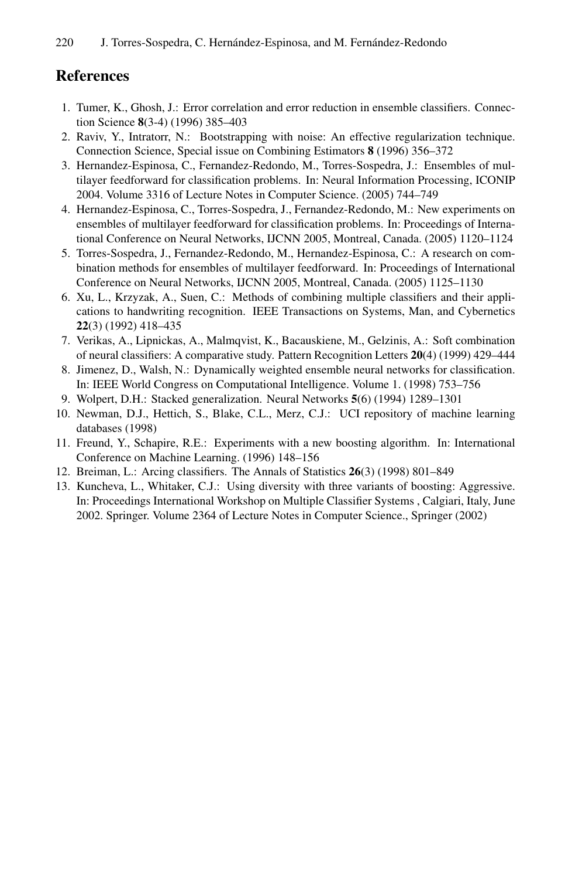## References

1. Tumer, K., Ghosh, J.: Error correlation and error reduction in ensemble classifiers. Connection Science **8**(3-4) (1996) 385–403
2. Raviv, Y., Intratorr, N.: Bootstrapping with noise: An effective regularization technique. Connection Science, Special issue on Combining Estimators **8** (1996) 356–372
3. Hernandez-Espinosa, C., Fernandez-Redondo, M., Torres-Sospedra, J.: Ensembles of multilayer feedforward for classification problems. In: Neural Information Processing, ICONIP 2004. Volume 3316 of Lecture Notes in Computer Science. (2005) 744–749
4. Hernandez-Espinosa, C., Torres-Sospedra, J., Fernandez-Redondo, M.: New experiments on ensembles of multilayer feedforward for classification problems. In: Proceedings of International Conference on Neural Networks, IJCNN 2005, Montreal, Canada. (2005) 1120–1124
5. Torres-Sospedra, J., Fernandez-Redondo, M., Hernandez-Espinosa, C.: A research on combination methods for ensembles of multilayer feedforward. In: Proceedings of International Conference on Neural Networks, IJCNN 2005, Montreal, Canada. (2005) 1125–1130
6. Xu, L., Krzyzak, A., Suen, C.: Methods of combining multiple classifiers and their applications to handwriting recognition. IEEE Transactions on Systems, Man, and Cybernetics **22**(3) (1992) 418–435
7. Verikas, A., Lipnickas, A., Malmqvist, K., Bacauskiene, M., Gelzinis, A.: Soft combination of neural classifiers: A comparative study. Pattern Recognition Letters **20**(4) (1999) 429–444
8. Jimenez, D., Walsh, N.: Dynamically weighted ensemble neural networks for classification. In: IEEE World Congress on Computational Intelligence. Volume 1. (1998) 753–756
9. Wolpert, D.H.: Stacked generalization. Neural Networks **5**(6) (1994) 1289–1301
10. Newman, D.J., Hettich, S., Blake, C.L., Merz, C.J.: UCI repository of machine learning databases (1998)
11. Freund, Y., Schapire, R.E.: Experiments with a new boosting algorithm. In: International Conference on Machine Learning. (1996) 148–156
12. Breiman, L.: Arcing classifiers. The Annals of Statistics **26**(3) (1998) 801–849
13. Kuncheva, L., Whitaker, C.J.: Using diversity with three variants of boosting: Aggressive. In: Proceedings International Workshop on Multiple Classifier Systems , Calgiari, Italy, June 2002. Springer. Volume 2364 of Lecture Notes in Computer Science., Springer (2002)